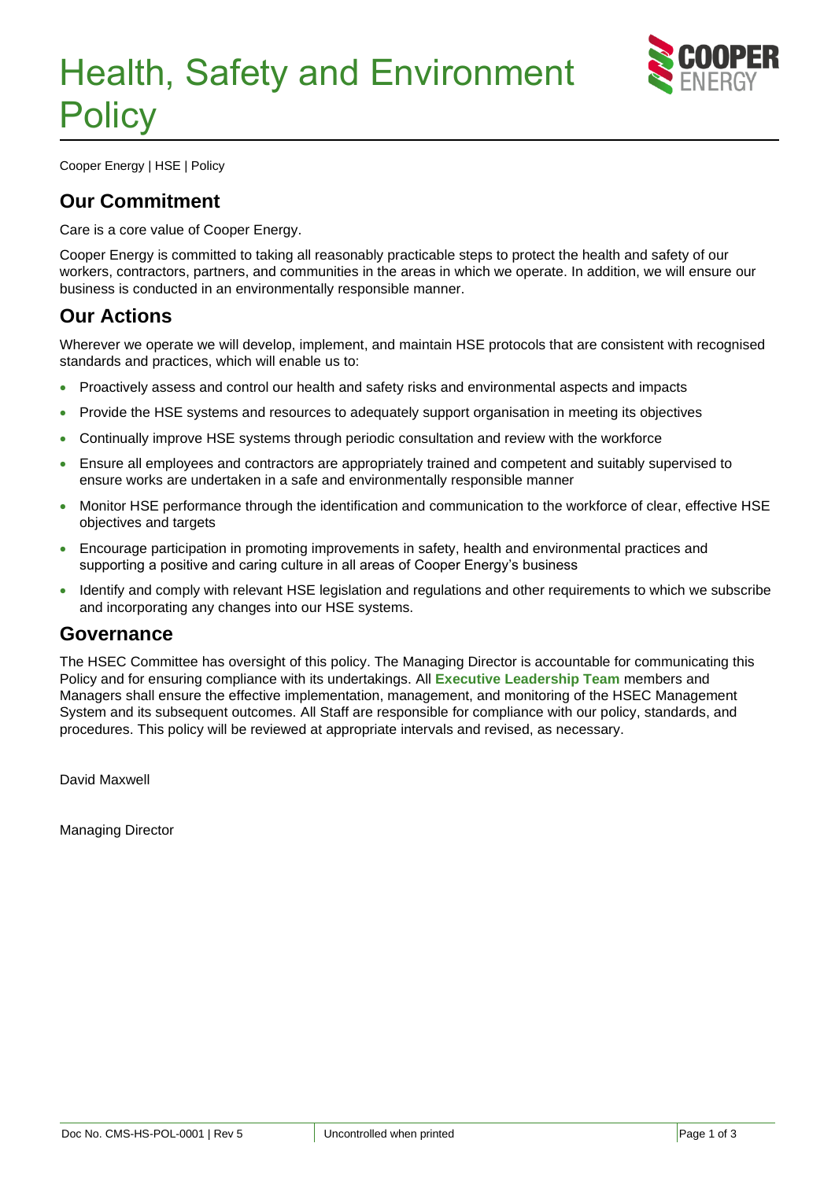# Health, Safety and Environment Policy

Cooper Energy | HSE | Policy

## Our Commitment

Care is a core value of Cooper Energy.

Cooper Energy is committed to taking all reasonably practicable steps to protect the health and safety of our workers, contractors, partners, and communities in the areas in which we operate. In addition, we will ensure our business is conducted in an environmentally responsible manner.

## Our Actions

Wherever we operate we will develop, implement, and maintain HSE protocols that are consistent with recognised standards and practices, which will enable us to:

- Proactively assess and control our health and safety risks and environmental aspects and impacts
- Provide the HSE systems and resources to adequately support organisation in meeting its objectives
- Continually improve HSE systems through periodic consultation and review with the workforce
- Ensure all employees and contractors are appropriately trained and competent and suitably supervised to ensure works are undertaken in a safe and environmentally responsible manner
- Monitor HSE performance through the identification and communication to the workforce of clear, effective HSE objectives and targets
- Encourage participation in promoting improvements in safety, health and environmental practices and supporting a positive and caring culture in all areas of Cooper Energy's business
- Identify and comply with relevant HSE legislation and regulations and other requirements to which we subscribe and incorporating any changes into our HSE systems.

## Governance

The HSEC Committee has oversight of this policy. The Managing Director is accountable for communicating this Policy and for ensuring compliance with its undertakings. All **Executive Leadership Team** members and Managers shall ensure the effective implementation, management, and monitoring of the HSEC Management System and its subsequent outcomes. All Staff are responsible for compliance with our policy, standards, and procedures. This policy will be reviewed at appropriate intervals and revised, as necessary.

David Maxwell

Managing Director

Doc No. CMS-HS-POL-0001 | Rev 5 | Uncontrolled when printed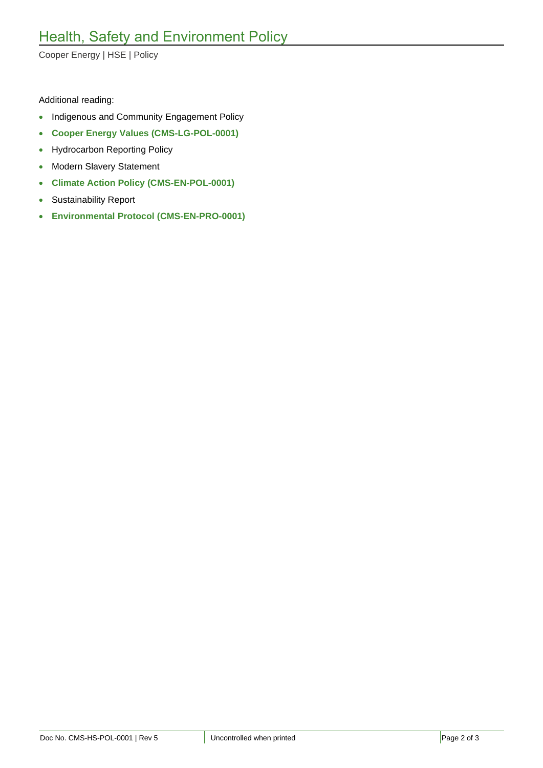Additional reading:

- Indigenous and Community Engagement Policy
- **Cooper Energy Values (CMS-LG-POL-0001)**
- Hydrocarbon Reporting Policy
- Modern Slavery Statement
- **Climate Action Policy (CMS-EN-POL-0001)**
- Sustainability Report
- **Environmental Protocol (CMS-EN-PRO-0001)**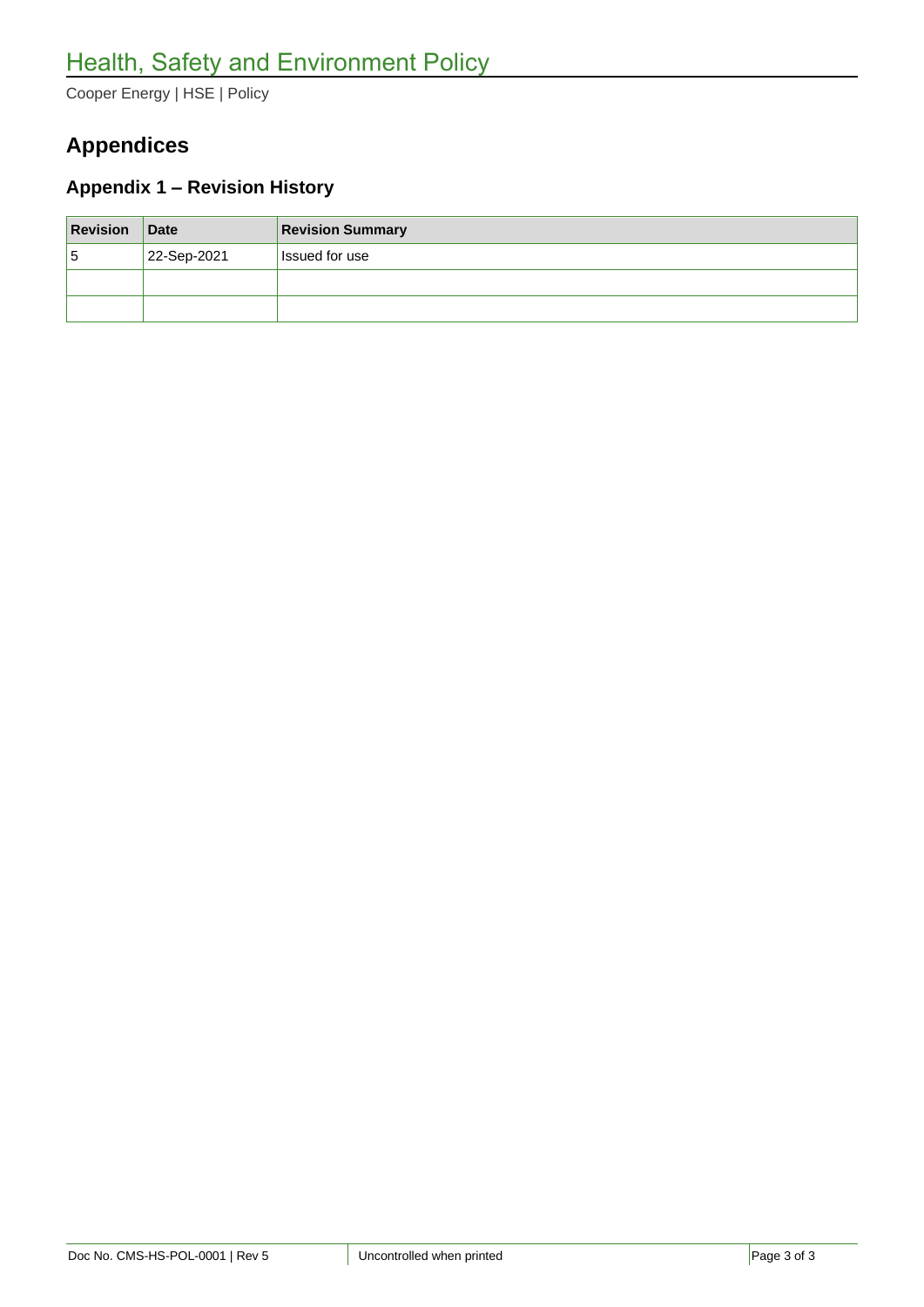## Appendices

### Appendix 1 – Revision History

| Revision | Date | Revision Summary |
|---|---|---|
| 5 | 22-Sep-2021 | Issued for use |
| | | |
| | | |